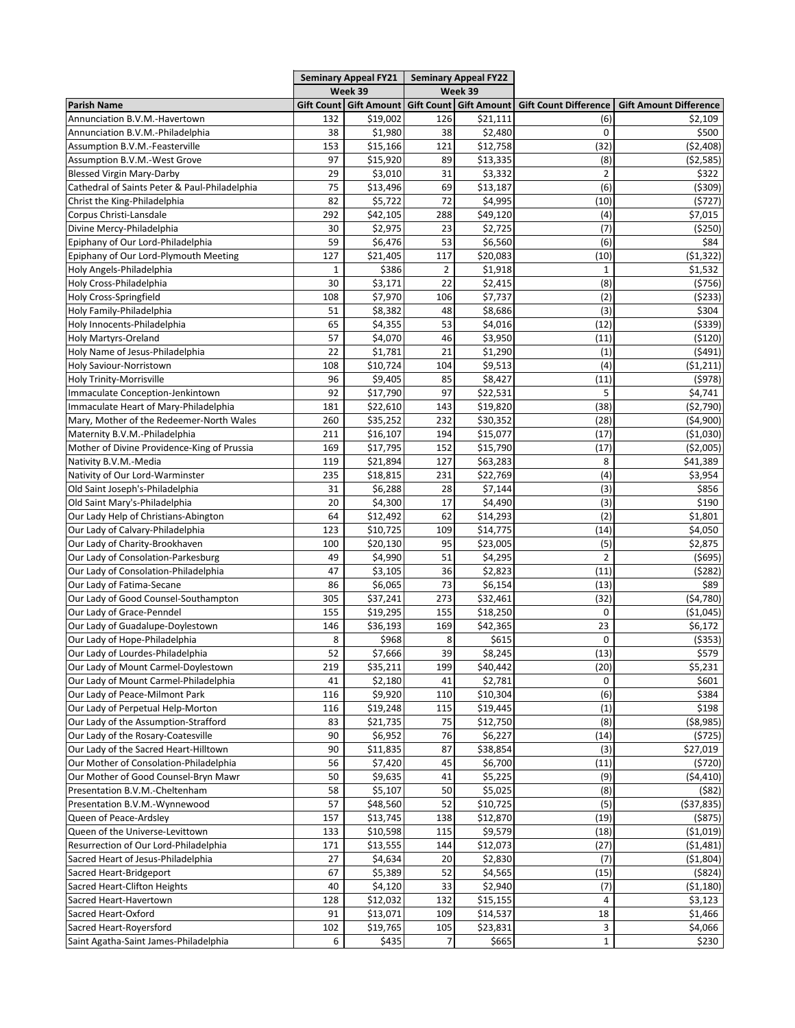| | Seminary Appeal FY21 | | Seminary Appeal FY22 | | | |
|---|---|---|---|---|---|---|
| | Week 39 | | Week 39 | | | |
| Parish Name | Gift Count | Gift Amount | Gift Count | Gift Amount | Gift Count Difference | Gift Amount Difference |
| Annunciation B.V.M.-Havertown | 132 | $19,002 | 126 | $21,111 | (6) | $2,109 |
| Annunciation B.V.M.-Philadelphia | 38 | $1,980 | 38 | $2,480 | 0 | $500 |
| Assumption B.V.M.-Feasterville | 153 | $15,166 | 121 | $12,758 | (32) | ($2,408) |
| Assumption B.V.M.-West Grove | 97 | $15,920 | 89 | $13,335 | (8) | ($2,585) |
| Blessed Virgin Mary-Darby | 29 | $3,010 | 31 | $3,332 | 2 | $322 |
| Cathedral of Saints Peter & Paul-Philadelphia | 75 | $13,496 | 69 | $13,187 | (6) | ($309) |
| Christ the King-Philadelphia | 82 | $5,722 | 72 | $4,995 | (10) | ($727) |
| Corpus Christi-Lansdale | 292 | $42,105 | 288 | $49,120 | (4) | $7,015 |
| Divine Mercy-Philadelphia | 30 | $2,975 | 23 | $2,725 | (7) | ($250) |
| Epiphany of Our Lord-Philadelphia | 59 | $6,476 | 53 | $6,560 | (6) | $84 |
| Epiphany of Our Lord-Plymouth Meeting | 127 | $21,405 | 117 | $20,083 | (10) | ($1,322) |
| Holy Angels-Philadelphia | 1 | $386 | 2 | $1,918 | 1 | $1,532 |
| Holy Cross-Philadelphia | 30 | $3,171 | 22 | $2,415 | (8) | ($756) |
| Holy Cross-Springfield | 108 | $7,970 | 106 | $7,737 | (2) | ($233) |
| Holy Family-Philadelphia | 51 | $8,382 | 48 | $8,686 | (3) | $304 |
| Holy Innocents-Philadelphia | 65 | $4,355 | 53 | $4,016 | (12) | ($339) |
| Holy Martyrs-Oreland | 57 | $4,070 | 46 | $3,950 | (11) | ($120) |
| Holy Name of Jesus-Philadelphia | 22 | $1,781 | 21 | $1,290 | (1) | ($491) |
| Holy Saviour-Norristown | 108 | $10,724 | 104 | $9,513 | (4) | ($1,211) |
| Holy Trinity-Morrisville | 96 | $9,405 | 85 | $8,427 | (11) | ($978) |
| Immaculate Conception-Jenkintown | 92 | $17,790 | 97 | $22,531 | 5 | $4,741 |
| Immaculate Heart of Mary-Philadelphia | 181 | $22,610 | 143 | $19,820 | (38) | ($2,790) |
| Mary, Mother of the Redeemer-North Wales | 260 | $35,252 | 232 | $30,352 | (28) | ($4,900) |
| Maternity B.V.M.-Philadelphia | 211 | $16,107 | 194 | $15,077 | (17) | ($1,030) |
| Mother of Divine Providence-King of Prussia | 169 | $17,795 | 152 | $15,790 | (17) | ($2,005) |
| Nativity B.V.M.-Media | 119 | $21,894 | 127 | $63,283 | 8 | $41,389 |
| Nativity of Our Lord-Warminster | 235 | $18,815 | 231 | $22,769 | (4) | $3,954 |
| Old Saint Joseph's-Philadelphia | 31 | $6,288 | 28 | $7,144 | (3) | $856 |
| Old Saint Mary's-Philadelphia | 20 | $4,300 | 17 | $4,490 | (3) | $190 |
| Our Lady Help of Christians-Abington | 64 | $12,492 | 62 | $14,293 | (2) | $1,801 |
| Our Lady of Calvary-Philadelphia | 123 | $10,725 | 109 | $14,775 | (14) | $4,050 |
| Our Lady of Charity-Brookhaven | 100 | $20,130 | 95 | $23,005 | (5) | $2,875 |
| Our Lady of Consolation-Parkesburg | 49 | $4,990 | 51 | $4,295 | 2 | ($695) |
| Our Lady of Consolation-Philadelphia | 47 | $3,105 | 36 | $2,823 | (11) | ($282) |
| Our Lady of Fatima-Secane | 86 | $6,065 | 73 | $6,154 | (13) | $89 |
| Our Lady of Good Counsel-Southampton | 305 | $37,241 | 273 | $32,461 | (32) | ($4,780) |
| Our Lady of Grace-Penndel | 155 | $19,295 | 155 | $18,250 | 0 | ($1,045) |
| Our Lady of Guadalupe-Doylestown | 146 | $36,193 | 169 | $42,365 | 23 | $6,172 |
| Our Lady of Hope-Philadelphia | 8 | $968 | 8 | $615 | 0 | ($353) |
| Our Lady of Lourdes-Philadelphia | 52 | $7,666 | 39 | $8,245 | (13) | $579 |
| Our Lady of Mount Carmel-Doylestown | 219 | $35,211 | 199 | $40,442 | (20) | $5,231 |
| Our Lady of Mount Carmel-Philadelphia | 41 | $2,180 | 41 | $2,781 | 0 | $601 |
| Our Lady of Peace-Milmont Park | 116 | $9,920 | 110 | $10,304 | (6) | $384 |
| Our Lady of Perpetual Help-Morton | 116 | $19,248 | 115 | $19,445 | (1) | $198 |
| Our Lady of the Assumption-Strafford | 83 | $21,735 | 75 | $12,750 | (8) | ($8,985) |
| Our Lady of the Rosary-Coatesville | 90 | $6,952 | 76 | $6,227 | (14) | ($725) |
| Our Lady of the Sacred Heart-Hilltown | 90 | $11,835 | 87 | $38,854 | (3) | $27,019 |
| Our Mother of Consolation-Philadelphia | 56 | $7,420 | 45 | $6,700 | (11) | ($720) |
| Our Mother of Good Counsel-Bryn Mawr | 50 | $9,635 | 41 | $5,225 | (9) | ($4,410) |
| Presentation B.V.M.-Cheltenham | 58 | $5,107 | 50 | $5,025 | (8) | ($82) |
| Presentation B.V.M.-Wynnewood | 57 | $48,560 | 52 | $10,725 | (5) | ($37,835) |
| Queen of Peace-Ardsley | 157 | $13,745 | 138 | $12,870 | (19) | ($875) |
| Queen of the Universe-Levittown | 133 | $10,598 | 115 | $9,579 | (18) | ($1,019) |
| Resurrection of Our Lord-Philadelphia | 171 | $13,555 | 144 | $12,073 | (27) | ($1,481) |
| Sacred Heart of Jesus-Philadelphia | 27 | $4,634 | 20 | $2,830 | (7) | ($1,804) |
| Sacred Heart-Bridgeport | 67 | $5,389 | 52 | $4,565 | (15) | ($824) |
| Sacred Heart-Clifton Heights | 40 | $4,120 | 33 | $2,940 | (7) | ($1,180) |
| Sacred Heart-Havertown | 128 | $12,032 | 132 | $15,155 | 4 | $3,123 |
| Sacred Heart-Oxford | 91 | $13,071 | 109 | $14,537 | 18 | $1,466 |
| Sacred Heart-Royersford | 102 | $19,765 | 105 | $23,831 | 3 | $4,066 |
| Saint Agatha-Saint James-Philadelphia | 6 | $435 | 7 | $665 | 1 | $230 |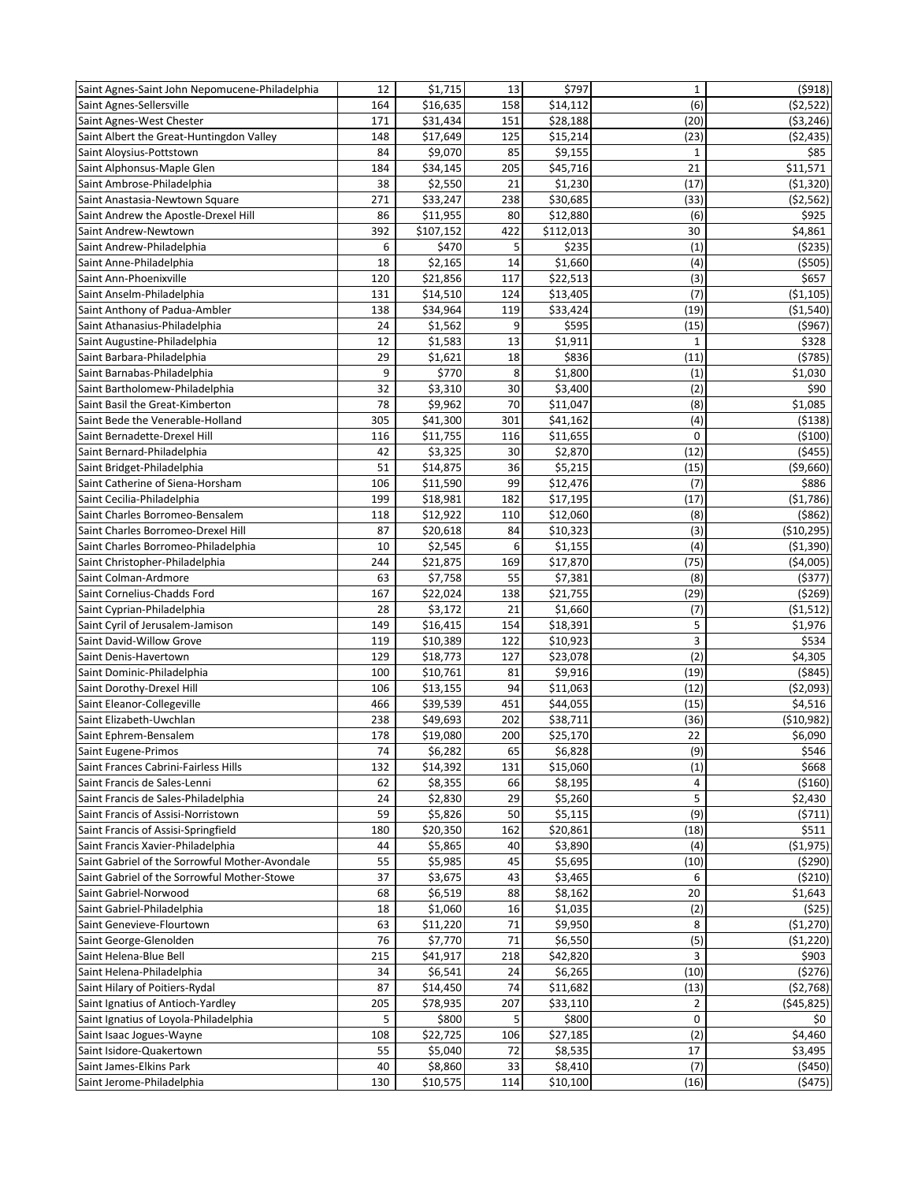| | | | | | | |
|---|---|---|---|---|---|---|
| Saint Agnes-Saint John Nepomucene-Philadelphia | 12 | $1,715 | 13 | $797 | 1 | ($918) |
| Saint Agnes-Sellersville | 164 | $16,635 | 158 | $14,112 | (6) | ($2,522) |
| Saint Agnes-West Chester | 171 | $31,434 | 151 | $28,188 | (20) | ($3,246) |
| Saint Albert the Great-Huntingdon Valley | 148 | $17,649 | 125 | $15,214 | (23) | ($2,435) |
| Saint Aloysius-Pottstown | 84 | $9,070 | 85 | $9,155 | 1 | $85 |
| Saint Alphonsus-Maple Glen | 184 | $34,145 | 205 | $45,716 | 21 | $11,571 |
| Saint Ambrose-Philadelphia | 38 | $2,550 | 21 | $1,230 | (17) | ($1,320) |
| Saint Anastasia-Newtown Square | 271 | $33,247 | 238 | $30,685 | (33) | ($2,562) |
| Saint Andrew the Apostle-Drexel Hill | 86 | $11,955 | 80 | $12,880 | (6) | $925 |
| Saint Andrew-Newtown | 392 | $107,152 | 422 | $112,013 | 30 | $4,861 |
| Saint Andrew-Philadelphia | 6 | $470 | 5 | $235 | (1) | ($235) |
| Saint Anne-Philadelphia | 18 | $2,165 | 14 | $1,660 | (4) | ($505) |
| Saint Ann-Phoenixville | 120 | $21,856 | 117 | $22,513 | (3) | $657 |
| Saint Anselm-Philadelphia | 131 | $14,510 | 124 | $13,405 | (7) | ($1,105) |
| Saint Anthony of Padua-Ambler | 138 | $34,964 | 119 | $33,424 | (19) | ($1,540) |
| Saint Athanasius-Philadelphia | 24 | $1,562 | 9 | $595 | (15) | ($967) |
| Saint Augustine-Philadelphia | 12 | $1,583 | 13 | $1,911 | 1 | $328 |
| Saint Barbara-Philadelphia | 29 | $1,621 | 18 | $836 | (11) | ($785) |
| Saint Barnabas-Philadelphia | 9 | $770 | 8 | $1,800 | (1) | $1,030 |
| Saint Bartholomew-Philadelphia | 32 | $3,310 | 30 | $3,400 | (2) | $90 |
| Saint Basil the Great-Kimberton | 78 | $9,962 | 70 | $11,047 | (8) | $1,085 |
| Saint Bede the Venerable-Holland | 305 | $41,300 | 301 | $41,162 | (4) | ($138) |
| Saint Bernadette-Drexel Hill | 116 | $11,755 | 116 | $11,655 | 0 | ($100) |
| Saint Bernard-Philadelphia | 42 | $3,325 | 30 | $2,870 | (12) | ($455) |
| Saint Bridget-Philadelphia | 51 | $14,875 | 36 | $5,215 | (15) | ($9,660) |
| Saint Catherine of Siena-Horsham | 106 | $11,590 | 99 | $12,476 | (7) | $886 |
| Saint Cecilia-Philadelphia | 199 | $18,981 | 182 | $17,195 | (17) | ($1,786) |
| Saint Charles Borromeo-Bensalem | 118 | $12,922 | 110 | $12,060 | (8) | ($862) |
| Saint Charles Borromeo-Drexel Hill | 87 | $20,618 | 84 | $10,323 | (3) | ($10,295) |
| Saint Charles Borromeo-Philadelphia | 10 | $2,545 | 6 | $1,155 | (4) | ($1,390) |
| Saint Christopher-Philadelphia | 244 | $21,875 | 169 | $17,870 | (75) | ($4,005) |
| Saint Colman-Ardmore | 63 | $7,758 | 55 | $7,381 | (8) | ($377) |
| Saint Cornelius-Chadds Ford | 167 | $22,024 | 138 | $21,755 | (29) | ($269) |
| Saint Cyprian-Philadelphia | 28 | $3,172 | 21 | $1,660 | (7) | ($1,512) |
| Saint Cyril of Jerusalem-Jamison | 149 | $16,415 | 154 | $18,391 | 5 | $1,976 |
| Saint David-Willow Grove | 119 | $10,389 | 122 | $10,923 | 3 | $534 |
| Saint Denis-Havertown | 129 | $18,773 | 127 | $23,078 | (2) | $4,305 |
| Saint Dominic-Philadelphia | 100 | $10,761 | 81 | $9,916 | (19) | ($845) |
| Saint Dorothy-Drexel Hill | 106 | $13,155 | 94 | $11,063 | (12) | ($2,093) |
| Saint Eleanor-Collegeville | 466 | $39,539 | 451 | $44,055 | (15) | $4,516 |
| Saint Elizabeth-Uwchlan | 238 | $49,693 | 202 | $38,711 | (36) | ($10,982) |
| Saint Ephrem-Bensalem | 178 | $19,080 | 200 | $25,170 | 22 | $6,090 |
| Saint Eugene-Primos | 74 | $6,282 | 65 | $6,828 | (9) | $546 |
| Saint Frances Cabrini-Fairless Hills | 132 | $14,392 | 131 | $15,060 | (1) | $668 |
| Saint Francis de Sales-Lenni | 62 | $8,355 | 66 | $8,195 | 4 | ($160) |
| Saint Francis de Sales-Philadelphia | 24 | $2,830 | 29 | $5,260 | 5 | $2,430 |
| Saint Francis of Assisi-Norristown | 59 | $5,826 | 50 | $5,115 | (9) | ($711) |
| Saint Francis of Assisi-Springfield | 180 | $20,350 | 162 | $20,861 | (18) | $511 |
| Saint Francis Xavier-Philadelphia | 44 | $5,865 | 40 | $3,890 | (4) | ($1,975) |
| Saint Gabriel of the Sorrowful Mother-Avondale | 55 | $5,985 | 45 | $5,695 | (10) | ($290) |
| Saint Gabriel of the Sorrowful Mother-Stowe | 37 | $3,675 | 43 | $3,465 | 6 | ($210) |
| Saint Gabriel-Norwood | 68 | $6,519 | 88 | $8,162 | 20 | $1,643 |
| Saint Gabriel-Philadelphia | 18 | $1,060 | 16 | $1,035 | (2) | ($25) |
| Saint Genevieve-Flourtown | 63 | $11,220 | 71 | $9,950 | 8 | ($1,270) |
| Saint George-Glenolden | 76 | $7,770 | 71 | $6,550 | (5) | ($1,220) |
| Saint Helena-Blue Bell | 215 | $41,917 | 218 | $42,820 | 3 | $903 |
| Saint Helena-Philadelphia | 34 | $6,541 | 24 | $6,265 | (10) | ($276) |
| Saint Hilary of Poitiers-Rydal | 87 | $14,450 | 74 | $11,682 | (13) | ($2,768) |
| Saint Ignatius of Antioch-Yardley | 205 | $78,935 | 207 | $33,110 | 2 | ($45,825) |
| Saint Ignatius of Loyola-Philadelphia | 5 | $800 | 5 | $800 | 0 | $0 |
| Saint Isaac Jogues-Wayne | 108 | $22,725 | 106 | $27,185 | (2) | $4,460 |
| Saint Isidore-Quakertown | 55 | $5,040 | 72 | $8,535 | 17 | $3,495 |
| Saint James-Elkins Park | 40 | $8,860 | 33 | $8,410 | (7) | ($450) |
| Saint Jerome-Philadelphia | 130 | $10,575 | 114 | $10,100 | (16) | ($475) |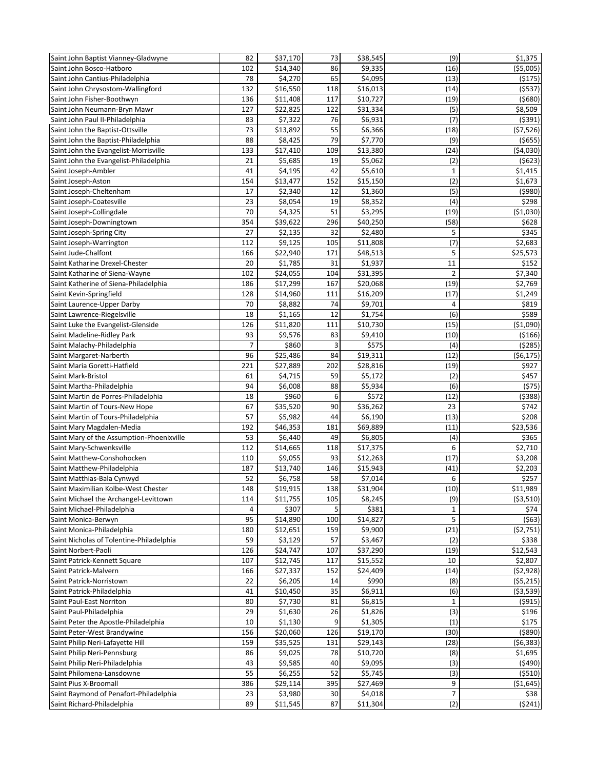| | | | | | |
|---|---|---|---|---|---|
| Saint John Baptist Vianney-Gladwyne | 82 | $37,170 | 73 | $38,545 | (9) | $1,375 |
| Saint John Bosco-Hatboro | 102 | $14,340 | 86 | $9,335 | (16) | ($5,005) |
| Saint John Cantius-Philadelphia | 78 | $4,270 | 65 | $4,095 | (13) | ($175) |
| Saint John Chrysostom-Wallingford | 132 | $16,550 | 118 | $16,013 | (14) | ($537) |
| Saint John Fisher-Boothwyn | 136 | $11,408 | 117 | $10,727 | (19) | ($680) |
| Saint John Neumann-Bryn Mawr | 127 | $22,825 | 122 | $31,334 | (5) | $8,509 |
| Saint John Paul II-Philadelphia | 83 | $7,322 | 76 | $6,931 | (7) | ($391) |
| Saint John the Baptist-Ottsville | 73 | $13,892 | 55 | $6,366 | (18) | ($7,526) |
| Saint John the Baptist-Philadelphia | 88 | $8,425 | 79 | $7,770 | (9) | ($655) |
| Saint John the Evangelist-Morrisville | 133 | $17,410 | 109 | $13,380 | (24) | ($4,030) |
| Saint John the Evangelist-Philadelphia | 21 | $5,685 | 19 | $5,062 | (2) | ($623) |
| Saint Joseph-Ambler | 41 | $4,195 | 42 | $5,610 | 1 | $1,415 |
| Saint Joseph-Aston | 154 | $13,477 | 152 | $15,150 | (2) | $1,673 |
| Saint Joseph-Cheltenham | 17 | $2,340 | 12 | $1,360 | (5) | ($980) |
| Saint Joseph-Coatesville | 23 | $8,054 | 19 | $8,352 | (4) | $298 |
| Saint Joseph-Collingdale | 70 | $4,325 | 51 | $3,295 | (19) | ($1,030) |
| Saint Joseph-Downingtown | 354 | $39,622 | 296 | $40,250 | (58) | $628 |
| Saint Joseph-Spring City | 27 | $2,135 | 32 | $2,480 | 5 | $345 |
| Saint Joseph-Warrington | 112 | $9,125 | 105 | $11,808 | (7) | $2,683 |
| Saint Jude-Chalfont | 166 | $22,940 | 171 | $48,513 | 5 | $25,573 |
| Saint Katharine Drexel-Chester | 20 | $1,785 | 31 | $1,937 | 11 | $152 |
| Saint Katharine of Siena-Wayne | 102 | $24,055 | 104 | $31,395 | 2 | $7,340 |
| Saint Katherine of Siena-Philadelphia | 186 | $17,299 | 167 | $20,068 | (19) | $2,769 |
| Saint Kevin-Springfield | 128 | $14,960 | 111 | $16,209 | (17) | $1,249 |
| Saint Laurence-Upper Darby | 70 | $8,882 | 74 | $9,701 | 4 | $819 |
| Saint Lawrence-Riegelsville | 18 | $1,165 | 12 | $1,754 | (6) | $589 |
| Saint Luke the Evangelist-Glenside | 126 | $11,820 | 111 | $10,730 | (15) | ($1,090) |
| Saint Madeline-Ridley Park | 93 | $9,576 | 83 | $9,410 | (10) | ($166) |
| Saint Malachy-Philadelphia | 7 | $860 | 3 | $575 | (4) | ($285) |
| Saint Margaret-Narberth | 96 | $25,486 | 84 | $19,311 | (12) | ($6,175) |
| Saint Maria Goretti-Hatfield | 221 | $27,889 | 202 | $28,816 | (19) | $927 |
| Saint Mark-Bristol | 61 | $4,715 | 59 | $5,172 | (2) | $457 |
| Saint Martha-Philadelphia | 94 | $6,008 | 88 | $5,934 | (6) | ($75) |
| Saint Martin de Porres-Philadelphia | 18 | $960 | 6 | $572 | (12) | ($388) |
| Saint Martin of Tours-New Hope | 67 | $35,520 | 90 | $36,262 | 23 | $742 |
| Saint Martin of Tours-Philadelphia | 57 | $5,982 | 44 | $6,190 | (13) | $208 |
| Saint Mary Magdalen-Media | 192 | $46,353 | 181 | $69,889 | (11) | $23,536 |
| Saint Mary of the Assumption-Phoenixville | 53 | $6,440 | 49 | $6,805 | (4) | $365 |
| Saint Mary-Schwenksville | 112 | $14,665 | 118 | $17,375 | 6 | $2,710 |
| Saint Matthew-Conshohocken | 110 | $9,055 | 93 | $12,263 | (17) | $3,208 |
| Saint Matthew-Philadelphia | 187 | $13,740 | 146 | $15,943 | (41) | $2,203 |
| Saint Matthias-Bala Cynwyd | 52 | $6,758 | 58 | $7,014 | 6 | $257 |
| Saint Maximilian Kolbe-West Chester | 148 | $19,915 | 138 | $31,904 | (10) | $11,989 |
| Saint Michael the Archangel-Levittown | 114 | $11,755 | 105 | $8,245 | (9) | ($3,510) |
| Saint Michael-Philadelphia | 4 | $307 | 5 | $381 | 1 | $74 |
| Saint Monica-Berwyn | 95 | $14,890 | 100 | $14,827 | 5 | ($63) |
| Saint Monica-Philadelphia | 180 | $12,651 | 159 | $9,900 | (21) | ($2,751) |
| Saint Nicholas of Tolentine-Philadelphia | 59 | $3,129 | 57 | $3,467 | (2) | $338 |
| Saint Norbert-Paoli | 126 | $24,747 | 107 | $37,290 | (19) | $12,543 |
| Saint Patrick-Kennett Square | 107 | $12,745 | 117 | $15,552 | 10 | $2,807 |
| Saint Patrick-Malvern | 166 | $27,337 | 152 | $24,409 | (14) | ($2,928) |
| Saint Patrick-Norristown | 22 | $6,205 | 14 | $990 | (8) | ($5,215) |
| Saint Patrick-Philadelphia | 41 | $10,450 | 35 | $6,911 | (6) | ($3,539) |
| Saint Paul-East Norriton | 80 | $7,730 | 81 | $6,815 | 1 | ($915) |
| Saint Paul-Philadelphia | 29 | $1,630 | 26 | $1,826 | (3) | $196 |
| Saint Peter the Apostle-Philadelphia | 10 | $1,130 | 9 | $1,305 | (1) | $175 |
| Saint Peter-West Brandywine | 156 | $20,060 | 126 | $19,170 | (30) | ($890) |
| Saint Philip Neri-Lafayette Hill | 159 | $35,525 | 131 | $29,143 | (28) | ($6,383) |
| Saint Philip Neri-Pennsburg | 86 | $9,025 | 78 | $10,720 | (8) | $1,695 |
| Saint Philip Neri-Philadelphia | 43 | $9,585 | 40 | $9,095 | (3) | ($490) |
| Saint Philomena-Lansdowne | 55 | $6,255 | 52 | $5,745 | (3) | ($510) |
| Saint Pius X-Broomall | 386 | $29,114 | 395 | $27,469 | 9 | ($1,645) |
| Saint Raymond of Penafort-Philadelphia | 23 | $3,980 | 30 | $4,018 | 7 | $38 |
| Saint Richard-Philadelphia | 89 | $11,545 | 87 | $11,304 | (2) | ($241) |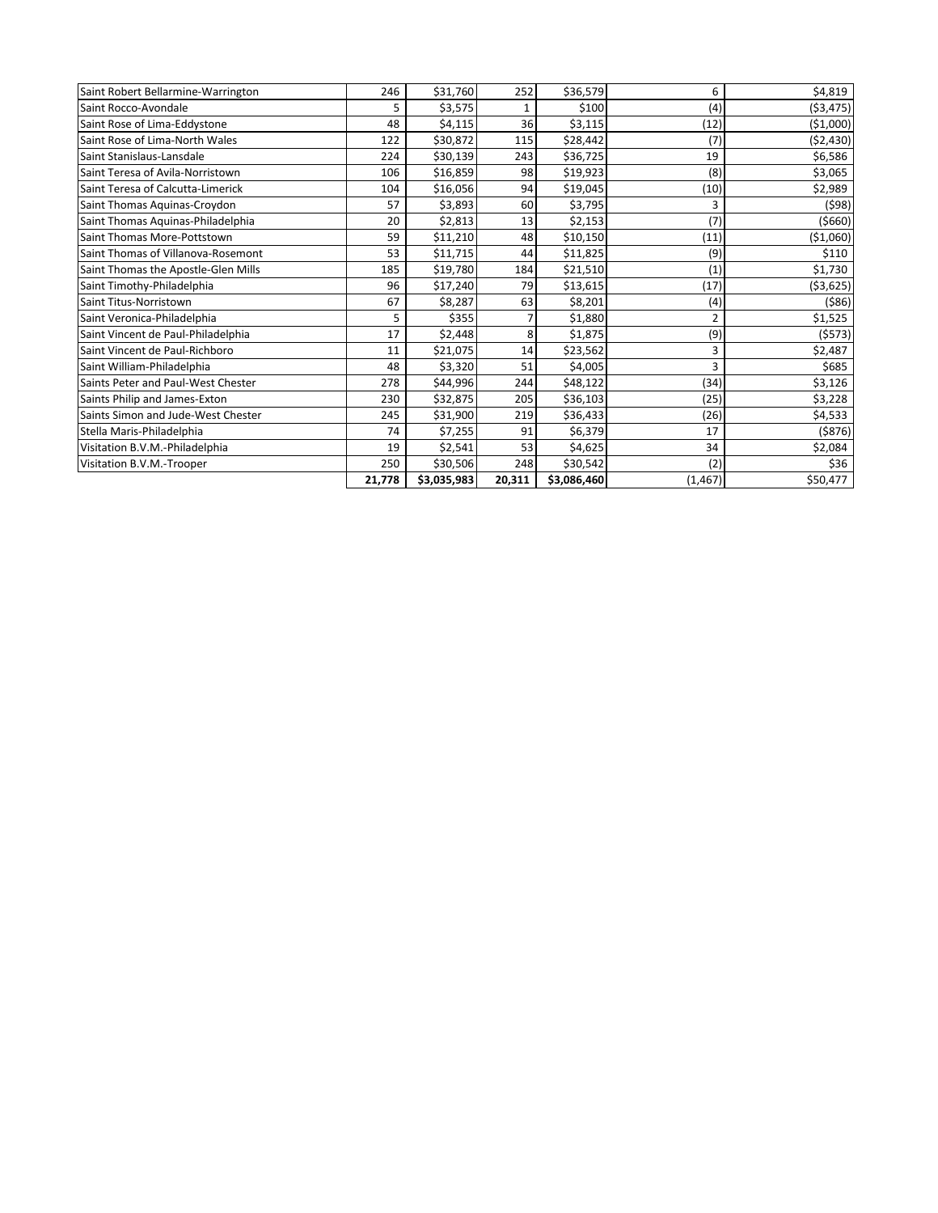| | | | | | | |
|---|---|---|---|---|---|---|
| Saint Robert Bellarmine-Warrington | 246 | $31,760 | 252 | $36,579 | 6 | $4,819 |
| Saint Rocco-Avondale | 5 | $3,575 | 1 | $100 | (4) | ($3,475) |
| Saint Rose of Lima-Eddystone | 48 | $4,115 | 36 | $3,115 | (12) | ($1,000) |
| Saint Rose of Lima-North Wales | 122 | $30,872 | 115 | $28,442 | (7) | ($2,430) |
| Saint Stanislaus-Lansdale | 224 | $30,139 | 243 | $36,725 | 19 | $6,586 |
| Saint Teresa of Avila-Norristown | 106 | $16,859 | 98 | $19,923 | (8) | $3,065 |
| Saint Teresa of Calcutta-Limerick | 104 | $16,056 | 94 | $19,045 | (10) | $2,989 |
| Saint Thomas Aquinas-Croydon | 57 | $3,893 | 60 | $3,795 | 3 | ($98) |
| Saint Thomas Aquinas-Philadelphia | 20 | $2,813 | 13 | $2,153 | (7) | ($660) |
| Saint Thomas More-Pottstown | 59 | $11,210 | 48 | $10,150 | (11) | ($1,060) |
| Saint Thomas of Villanova-Rosemont | 53 | $11,715 | 44 | $11,825 | (9) | $110 |
| Saint Thomas the Apostle-Glen Mills | 185 | $19,780 | 184 | $21,510 | (1) | $1,730 |
| Saint Timothy-Philadelphia | 96 | $17,240 | 79 | $13,615 | (17) | ($3,625) |
| Saint Titus-Norristown | 67 | $8,287 | 63 | $8,201 | (4) | ($86) |
| Saint Veronica-Philadelphia | 5 | $355 | 7 | $1,880 | 2 | $1,525 |
| Saint Vincent de Paul-Philadelphia | 17 | $2,448 | 8 | $1,875 | (9) | ($573) |
| Saint Vincent de Paul-Richboro | 11 | $21,075 | 14 | $23,562 | 3 | $2,487 |
| Saint William-Philadelphia | 48 | $3,320 | 51 | $4,005 | 3 | $685 |
| Saints Peter and Paul-West Chester | 278 | $44,996 | 244 | $48,122 | (34) | $3,126 |
| Saints Philip and James-Exton | 230 | $32,875 | 205 | $36,103 | (25) | $3,228 |
| Saints Simon and Jude-West Chester | 245 | $31,900 | 219 | $36,433 | (26) | $4,533 |
| Stella Maris-Philadelphia | 74 | $7,255 | 91 | $6,379 | 17 | ($876) |
| Visitation B.V.M.-Philadelphia | 19 | $2,541 | 53 | $4,625 | 34 | $2,084 |
| Visitation B.V.M.-Trooper | 250 | $30,506 | 248 | $30,542 | (2) | $36 |
| | **21,778** | **$3,035,983** | **20,311** | **$3,086,460** | (1,467) | $50,477 |